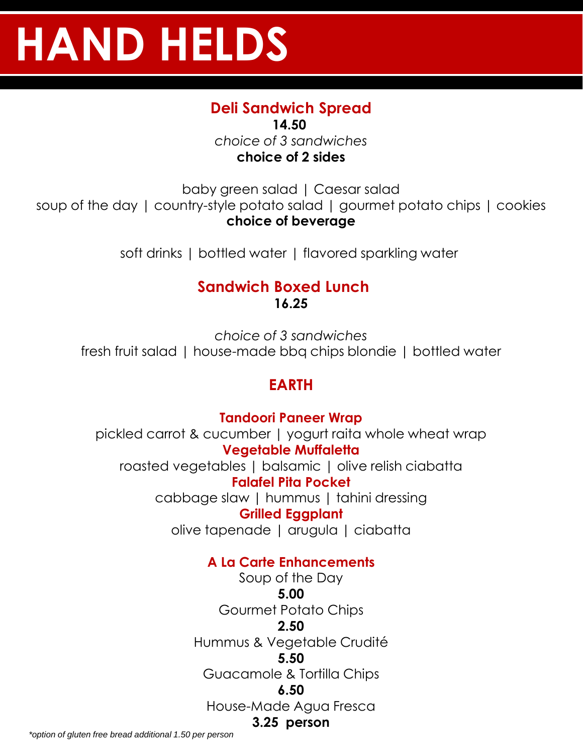# HAND HELDS

## Deli Sandwich Spread

**14.50**

*choice of 3 sandwiches*

**choice of 2 sides**

baby green salad | Caesar salad

soup of the day | country-style potato salad | gourmet potato chips | cookies

**choice of beverage**

soft drinks | bottled water | flavored sparkling water

## Sandwich Boxed Lunch

**16.25**

*choice of 3 sandwiches*

fresh fruit salad | house-made bbq chips blondie | bottled water

## EARTH

### Tandoori Paneer Wrap

pickled carrot & cucumber | yogurt raita whole wheat wrap

### Vegetable Muffaletta

roasted vegetables | balsamic | olive relish ciabatta

### Falafel Pita Pocket

cabbage slaw | hummus | tahini dressing

### Grilled Eggplant

olive tapenade | arugula | ciabatta

## A La Carte Enhancements

Soup of the Day

**5.00**

Gourmet Potato Chips

**2.50**

Hummus & Vegetable Crudité

**5.50**

Guacamole & Tortilla Chips

**6.50**

House-Made Agua Fresca

**3.25 person**

*\*option of gluten free bread additional 1.50 per person*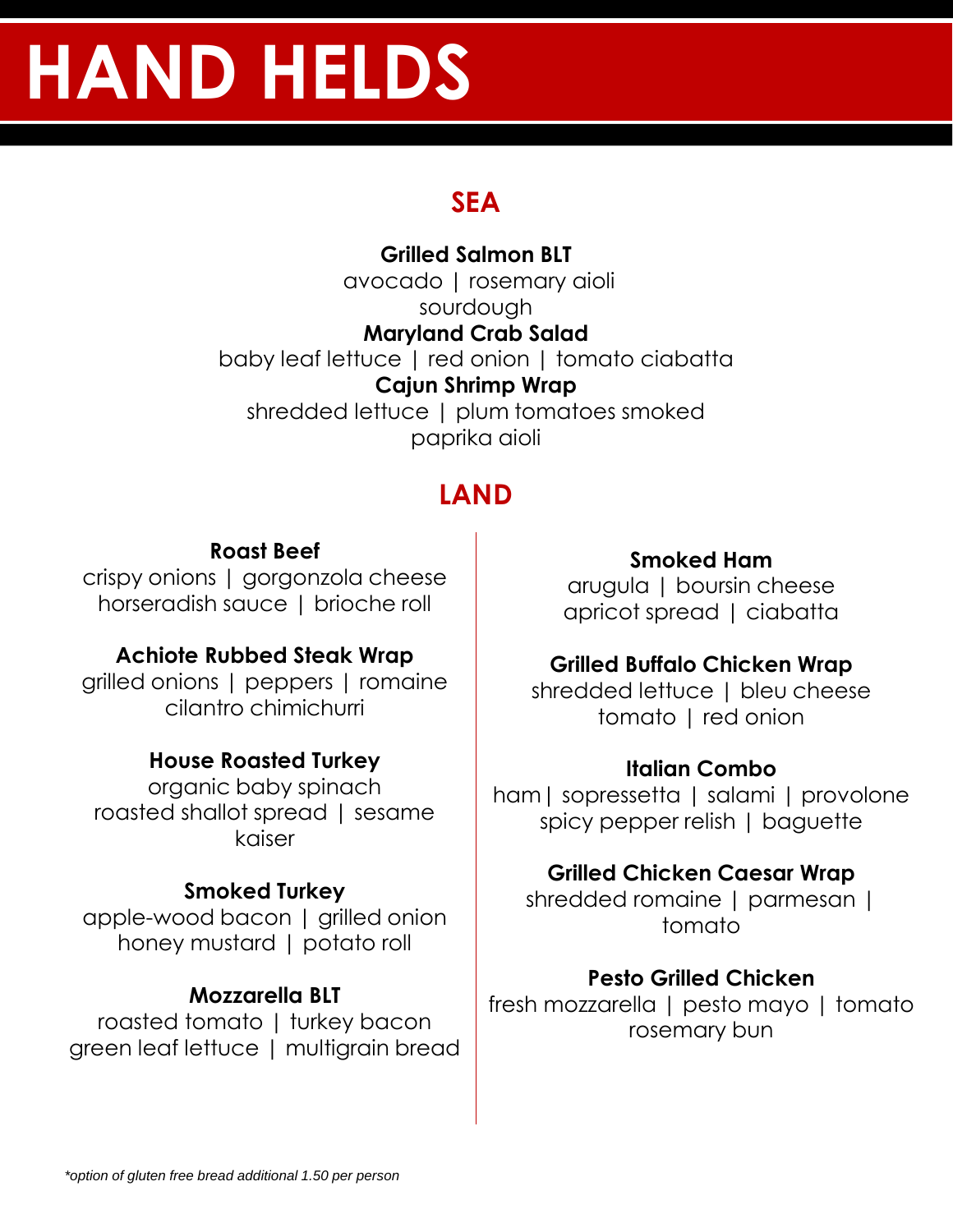# HAND HELDS

## SEA

**Grilled Salmon BLT**
avocado | rosemary aioli
sourdough

**Maryland Crab Salad**
baby leaf lettuce | red onion | tomato ciabatta

**Cajun Shrimp Wrap**
shredded lettuce | plum tomatoes smoked
paprika aioli

## LAND

**Roast Beef**
crispy onions | gorgonzola cheese
horseradish sauce | brioche roll

**Achiote Rubbed Steak Wrap**
grilled onions | peppers | romaine
cilantro chimichurri

**House Roasted Turkey**
organic baby spinach
roasted shallot spread | sesame
kaiser

**Smoked Turkey**
apple-wood bacon | grilled onion
honey mustard | potato roll

**Mozzarella BLT**
roasted tomato | turkey bacon
green leaf lettuce | multigrain bread

**Smoked Ham**
arugula | boursin cheese
apricot spread | ciabatta

**Grilled Buffalo Chicken Wrap**
shredded lettuce | bleu cheese
tomato | red onion

**Italian Combo**
ham| sopressetta | salami | provolone
spicy pepper relish | baguette

**Grilled Chicken Caesar Wrap**
shredded romaine | parmesan |
tomato

**Pesto Grilled Chicken**
fresh mozzarella | pesto mayo | tomato
rosemary bun

*\*option of gluten free bread additional 1.50 per person*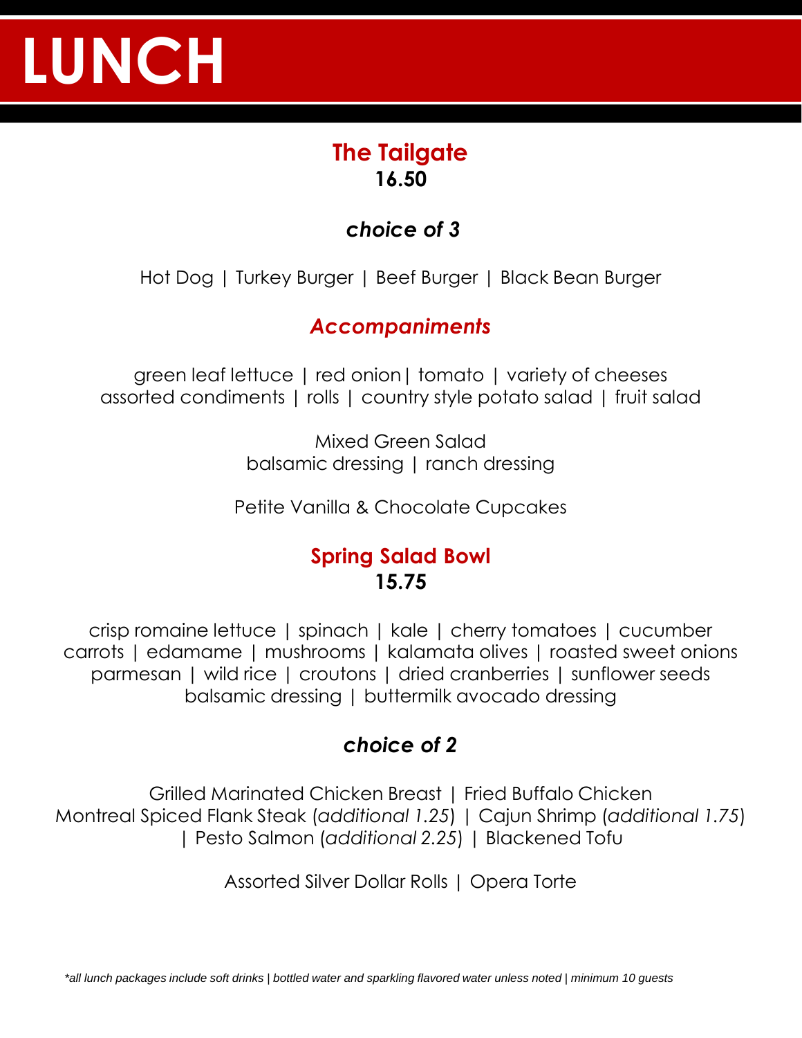# LUNCH

## The Tailgate
**16.50**

***choice of 3***

Hot Dog | Turkey Burger | Beef Burger | Black Bean Burger

***Accompaniments***

green leaf lettuce | red onion| tomato | variety of cheeses
assorted condiments | rolls | country style potato salad | fruit salad

Mixed Green Salad
balsamic dressing | ranch dressing

Petite Vanilla & Chocolate Cupcakes

## Spring Salad Bowl
**15.75**

crisp romaine lettuce | spinach | kale | cherry tomatoes | cucumber
carrots | edamame | mushrooms | kalamata olives | roasted sweet onions
parmesan | wild rice | croutons | dried cranberries | sunflower seeds
balsamic dressing | buttermilk avocado dressing

***choice of 2***

Grilled Marinated Chicken Breast | Fried Buffalo Chicken
Montreal Spiced Flank Steak (*additional 1.25*) | Cajun Shrimp (*additional 1.75*)
| Pesto Salmon (*additional 2.25*) | Blackened Tofu

Assorted Silver Dollar Rolls | Opera Torte

**all lunch packages include soft drinks | bottled water and sparkling flavored water unless noted | minimum 10 guests*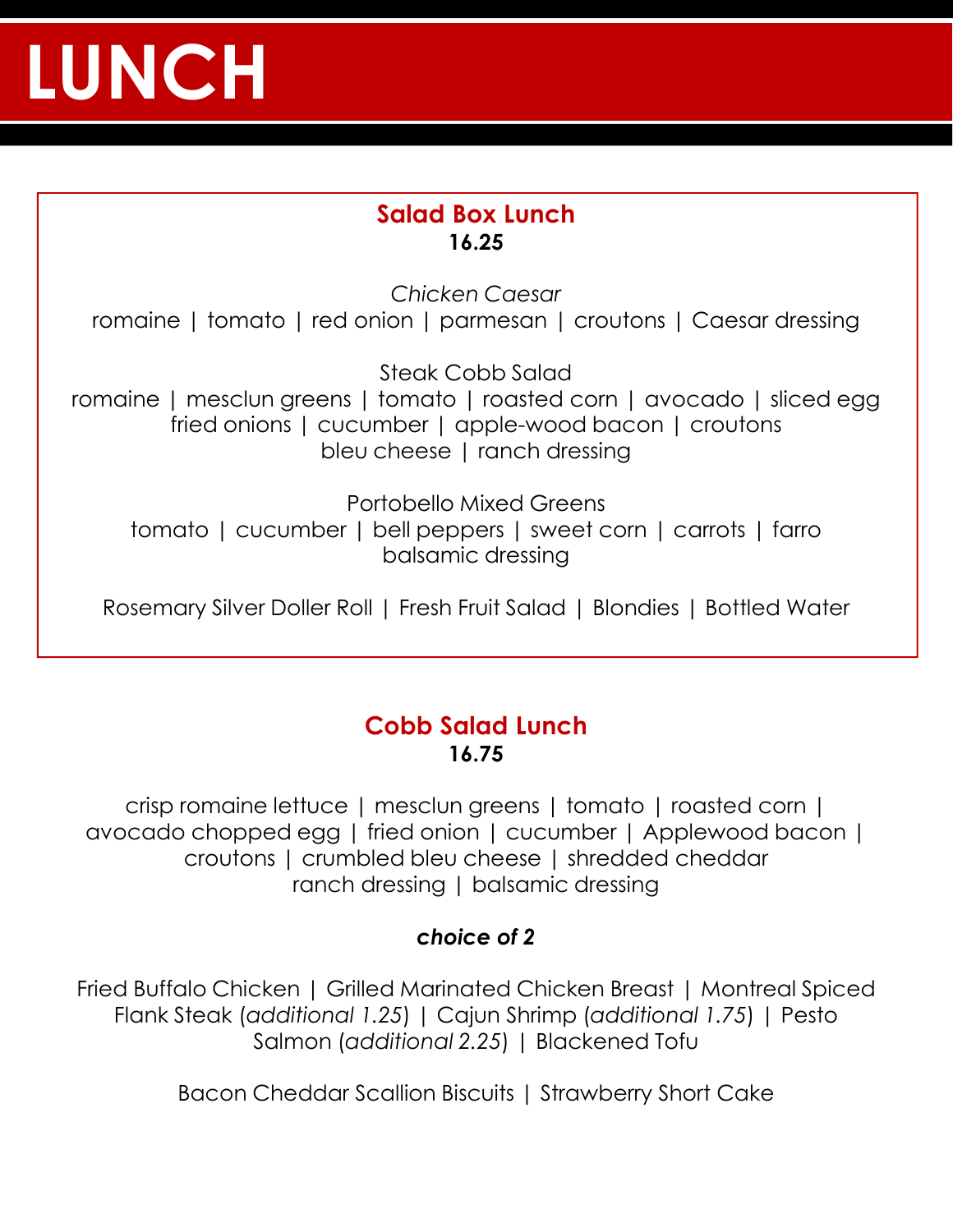# LUNCH

## Salad Box Lunch

**16.25**

*Chicken Caesar*
romaine | tomato | red onion | parmesan | croutons | Caesar dressing

Steak Cobb Salad
romaine | mesclun greens | tomato | roasted corn | avocado | sliced egg
fried onions | cucumber | apple-wood bacon | croutons
bleu cheese | ranch dressing

Portobello Mixed Greens
tomato | cucumber | bell peppers | sweet corn | carrots | farro
balsamic dressing

Rosemary Silver Doller Roll | Fresh Fruit Salad | Blondies | Bottled Water

## Cobb Salad Lunch

**16.75**

crisp romaine lettuce | mesclun greens | tomato | roasted corn |
avocado chopped egg | fried onion | cucumber | Applewood bacon |
croutons | crumbled bleu cheese | shredded cheddar
ranch dressing | balsamic dressing

***choice of 2***

Fried Buffalo Chicken | Grilled Marinated Chicken Breast | Montreal Spiced Flank Steak (*additional 1.25*) | Cajun Shrimp (*additional 1.75*) | Pesto Salmon (*additional 2.25*) | Blackened Tofu

Bacon Cheddar Scallion Biscuits | Strawberry Short Cake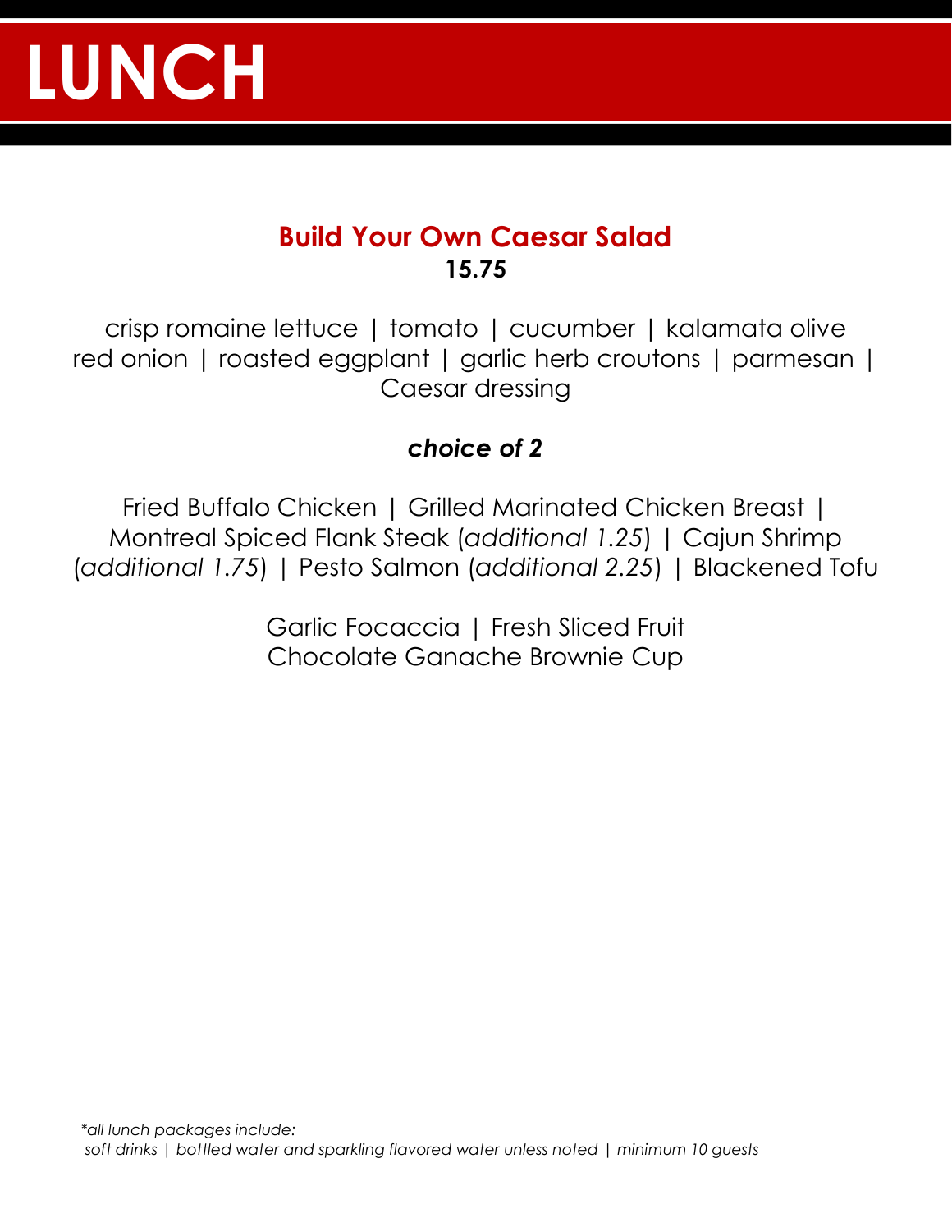# LUNCH

## Build Your Own Caesar Salad

**15.75**

crisp romaine lettuce | tomato | cucumber | kalamata olive
red onion | roasted eggplant | garlic herb croutons | parmesan |
Caesar dressing

***choice of 2***

Fried Buffalo Chicken | Grilled Marinated Chicken Breast |
Montreal Spiced Flank Steak (*additional 1.25*) | Cajun Shrimp
(*additional 1.75*) | Pesto Salmon (*additional 2.25*) | Blackened Tofu

Garlic Focaccia | Fresh Sliced Fruit
Chocolate Ganache Brownie Cup

*\*all lunch packages include:*
*soft drinks | bottled water and sparkling flavored water unless noted | minimum 10 guests*